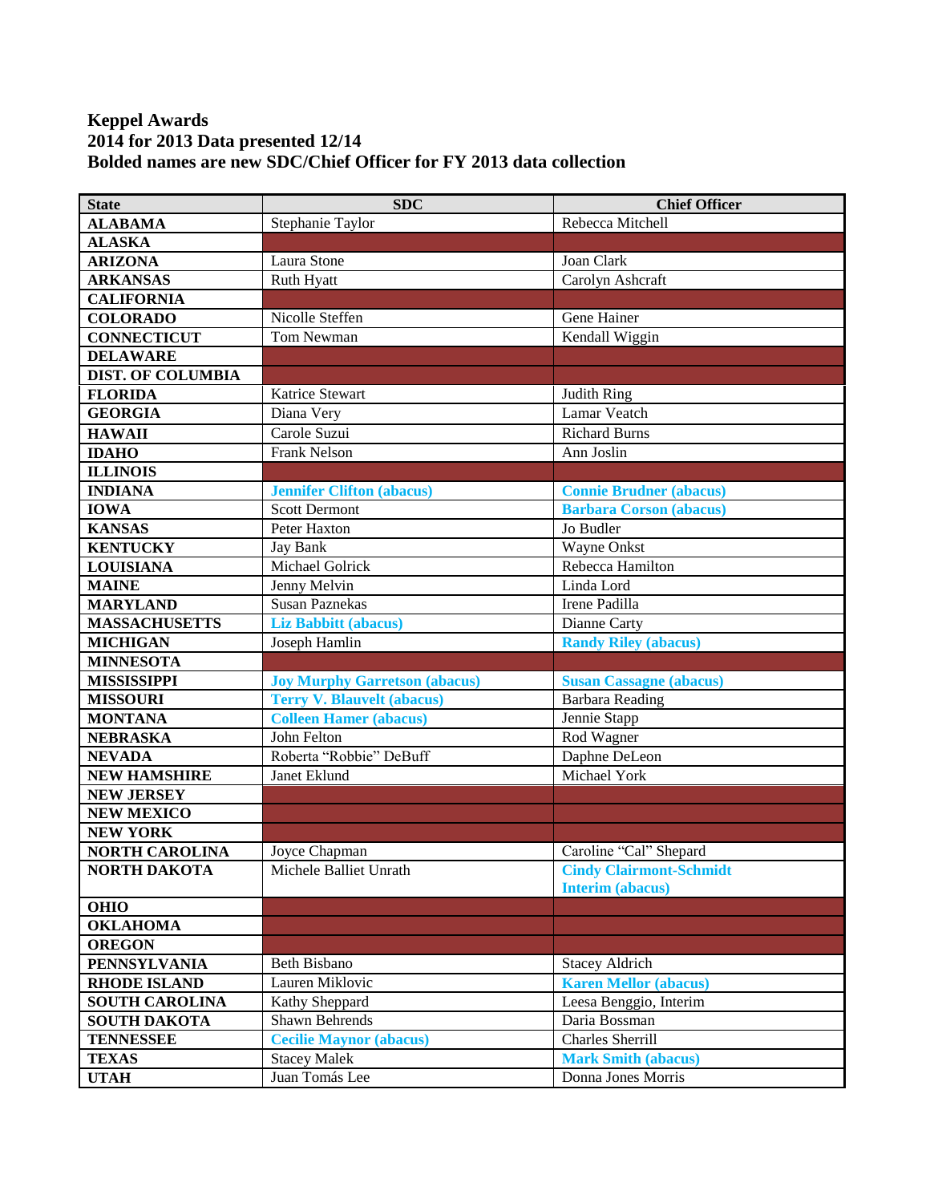**Keppel Awards**
**2014 for 2013 Data presented 12/14**
**Bolded names are new SDC/Chief Officer for FY 2013 data collection**

| State | SDC | Chief Officer |
|---|---|---|
| **ALABAMA** | Stephanie Taylor | Rebecca Mitchell |
| **ALASKA** | | |
| **ARIZONA** | Laura Stone | Joan Clark |
| **ARKANSAS** | Ruth Hyatt | Carolyn Ashcraft |
| **CALIFORNIA** | | |
| **COLORADO** | Nicolle Steffen | Gene Hainer |
| **CONNECTICUT** | Tom Newman | Kendall Wiggin |
| **DELAWARE** | | |
| **DIST. OF COLUMBIA** | | |
| **FLORIDA** | Katrice Stewart | Judith Ring |
| **GEORGIA** | Diana Very | Lamar Veatch |
| **HAWAII** | Carole Suzui | Richard Burns |
| **IDAHO** | Frank Nelson | Ann Joslin |
| **ILLINOIS** | | |
| **INDIANA** | **Jennifer Clifton (abacus)** | **Connie Brudner (abacus)** |
| **IOWA** | Scott Dermont | **Barbara Corson (abacus)** |
| **KANSAS** | Peter Haxton | Jo Budler |
| **KENTUCKY** | Jay Bank | Wayne Onkst |
| **LOUISIANA** | Michael Golrick | Rebecca Hamilton |
| **MAINE** | Jenny Melvin | Linda Lord |
| **MARYLAND** | Susan Paznekas | Irene Padilla |
| **MASSACHUSETTS** | **Liz Babbitt (abacus)** | Dianne Carty |
| **MICHIGAN** | Joseph Hamlin | **Randy Riley (abacus)** |
| **MINNESOTA** | | |
| **MISSISSIPPI** | **Joy Murphy Garretson (abacus)** | **Susan Cassagne (abacus)** |
| **MISSOURI** | **Terry V. Blauvelt (abacus)** | Barbara Reading |
| **MONTANA** | **Colleen Hamer (abacus)** | Jennie Stapp |
| **NEBRASKA** | John Felton | Rod Wagner |
| **NEVADA** | Roberta "Robbie" DeBuff | Daphne DeLeon |
| **NEW HAMSHIRE** | Janet Eklund | Michael York |
| **NEW JERSEY** | | |
| **NEW MEXICO** | | |
| **NEW YORK** | | |
| **NORTH CAROLINA** | Joyce Chapman | Caroline "Cal" Shepard |
| **NORTH DAKOTA** | Michele Balliet Unrath | **Cindy Clairmont-Schmidt Interim (abacus)** |
| **OHIO** | | |
| **OKLAHOMA** | | |
| **OREGON** | | |
| **PENNSYLVANIA** | Beth Bisbano | Stacey Aldrich |
| **RHODE ISLAND** | Lauren Miklovic | **Karen Mellor (abacus)** |
| **SOUTH CAROLINA** | Kathy Sheppard | Leesa Benggio, Interim |
| **SOUTH DAKOTA** | Shawn Behrends | Daria Bossman |
| **TENNESSEE** | **Cecilie Maynor (abacus)** | Charles Sherrill |
| **TEXAS** | Stacey Malek | **Mark Smith (abacus)** |
| **UTAH** | Juan Tomás Lee | Donna Jones Morris |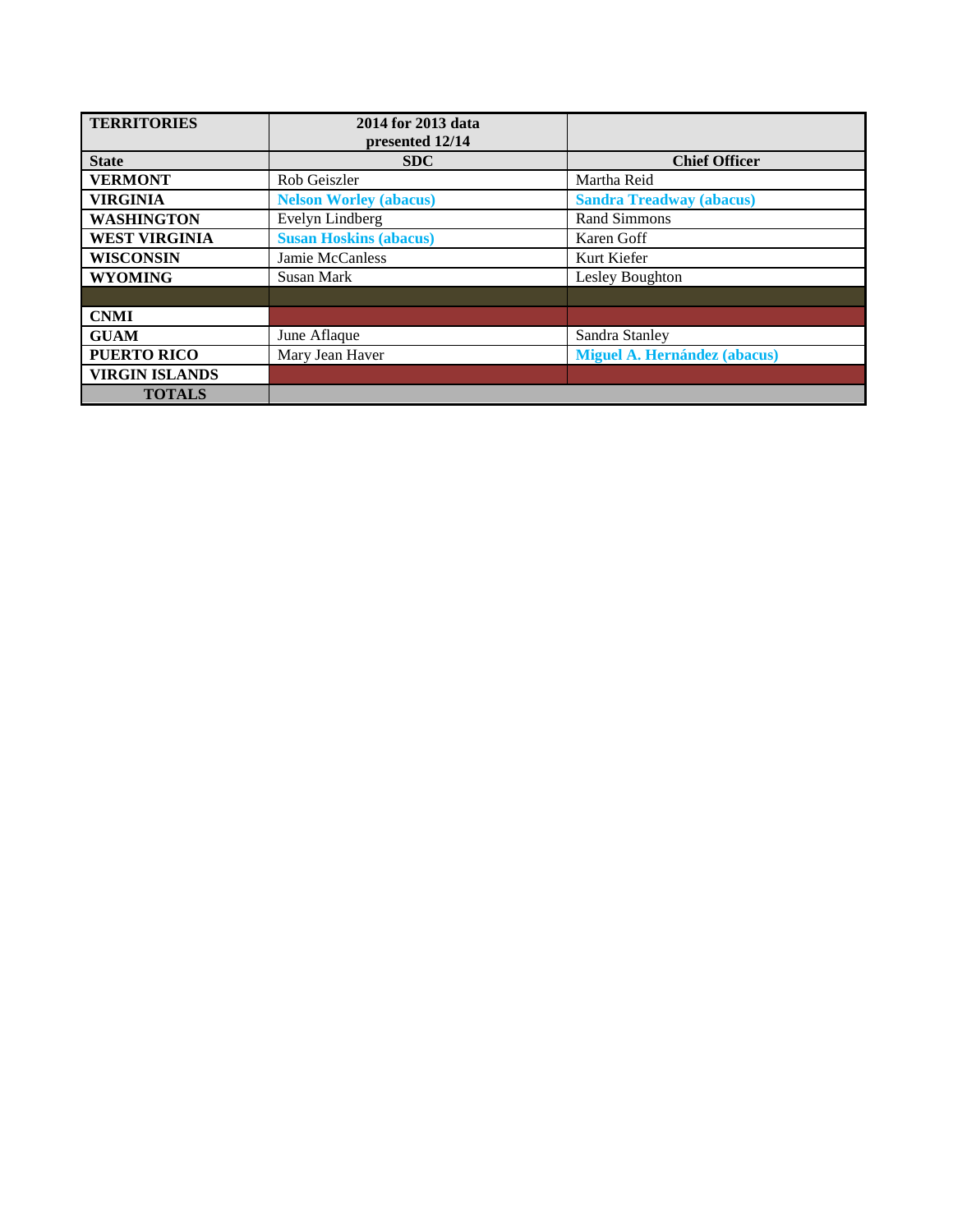| TERRITORIES | 2014 for 2013 data presented 12/14 | |
|---|---|---|
| **State** | **SDC** | **Chief Officer** |
| **VERMONT** | Rob Geiszler | Martha Reid |
| **VIRGINIA** | **Nelson Worley (abacus)** | **Sandra Treadway (abacus)** |
| **WASHINGTON** | Evelyn Lindberg | Rand Simmons |
| **WEST VIRGINIA** | **Susan Hoskins (abacus)** | Karen Goff |
| **WISCONSIN** | Jamie McCanless | Kurt Kiefer |
| **WYOMING** | Susan Mark | Lesley Boughton |
| | | |
| **CNMI** | | |
| **GUAM** | June Aflaque | Sandra Stanley |
| **PUERTO RICO** | Mary Jean Haver | **Miguel A. Hernández (abacus)** |
| **VIRGIN ISLANDS** | | |
| **TOTALS** | | |